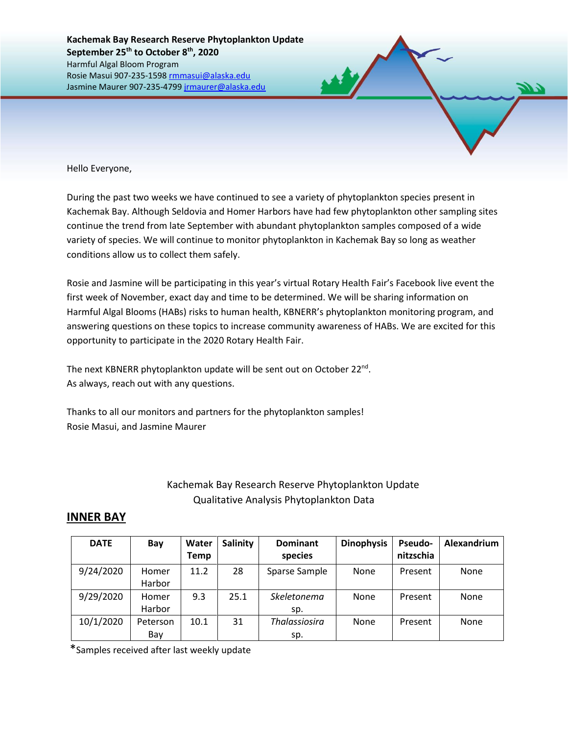**Kachemak Bay Research Reserve Phytoplankton Update**
**September 25th to October 8th, 2020**
Harmful Algal Bloom Program
Rosie Masui 907-235-1598 rmmasui@alaska.edu
Jasmine Maurer 907-235-4799 jrmaurer@alaska.edu

Hello Everyone,

During the past two weeks we have continued to see a variety of phytoplankton species present in Kachemak Bay. Although Seldovia and Homer Harbors have had few phytoplankton other sampling sites continue the trend from late September with abundant phytoplankton samples composed of a wide variety of species. We will continue to monitor phytoplankton in Kachemak Bay so long as weather conditions allow us to collect them safely.

Rosie and Jasmine will be participating in this year's virtual Rotary Health Fair's Facebook live event the first week of November, exact day and time to be determined. We will be sharing information on Harmful Algal Blooms (HABs) risks to human health, KBNERR's phytoplankton monitoring program, and answering questions on these topics to increase community awareness of HABs. We are excited for this opportunity to participate in the 2020 Rotary Health Fair.

The next KBNERR phytoplankton update will be sent out on October 22nd.
As always, reach out with any questions.

Thanks to all our monitors and partners for the phytoplankton samples!
Rosie Masui, and Jasmine Maurer

Kachemak Bay Research Reserve Phytoplankton Update
Qualitative Analysis Phytoplankton Data

## INNER BAY

| DATE | Bay | Water Temp | Salinity | Dominant species | Dinophysis | Pseudo-nitzschia | Alexandrium |
|---|---|---|---|---|---|---|---|
| 9/24/2020 | Homer Harbor | 11.2 | 28 | Sparse Sample | None | Present | None |
| 9/29/2020 | Homer Harbor | 9.3 | 25.1 | *Skeletonema* sp. | None | Present | None |
| 10/1/2020 | Peterson Bay | 10.1 | 31 | *Thalassiosira* sp. | None | Present | None |

*Samples received after last weekly update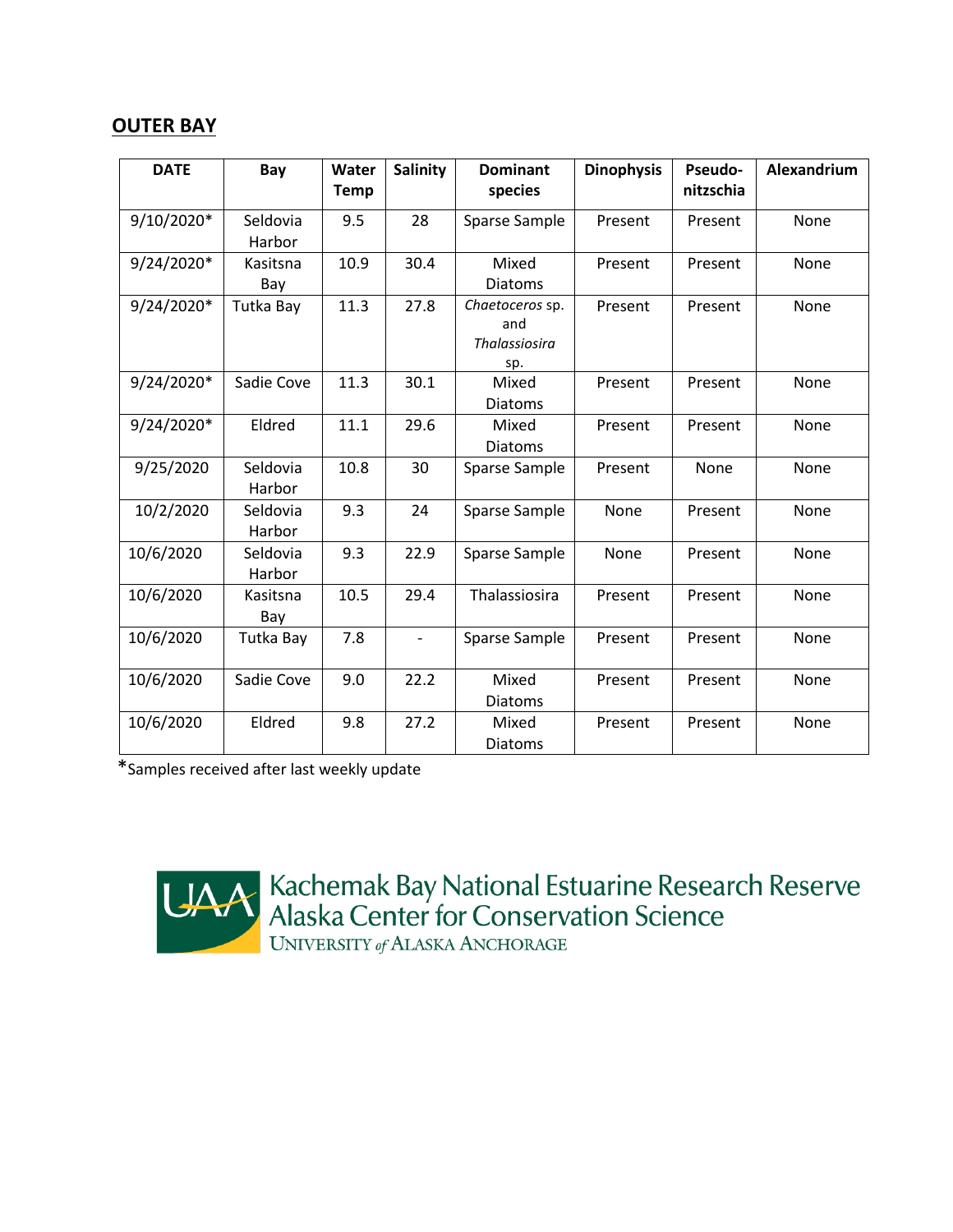## OUTER BAY

| DATE | Bay | Water Temp | Salinity | Dominant species | Dinophysis | Pseudo-nitzschia | Alexandrium |
|---|---|---|---|---|---|---|---|
| 9/10/2020* | Seldovia Harbor | 9.5 | 28 | Sparse Sample | Present | Present | None |
| 9/24/2020* | Kasitsna Bay | 10.9 | 30.4 | Mixed Diatoms | Present | Present | None |
| 9/24/2020* | Tutka Bay | 11.3 | 27.8 | *Chaetoceros* sp. and *Thalassiosira* sp. | Present | Present | None |
| 9/24/2020* | Sadie Cove | 11.3 | 30.1 | Mixed Diatoms | Present | Present | None |
| 9/24/2020* | Eldred | 11.1 | 29.6 | Mixed Diatoms | Present | Present | None |
| 9/25/2020 | Seldovia Harbor | 10.8 | 30 | Sparse Sample | Present | None | None |
| 10/2/2020 | Seldovia Harbor | 9.3 | 24 | Sparse Sample | None | Present | None |
| 10/6/2020 | Seldovia Harbor | 9.3 | 22.9 | Sparse Sample | None | Present | None |
| 10/6/2020 | Kasitsna Bay | 10.5 | 29.4 | Thalassiosira | Present | Present | None |
| 10/6/2020 | Tutka Bay | 7.8 | - | Sparse Sample | Present | Present | None |
| 10/6/2020 | Sadie Cove | 9.0 | 22.2 | Mixed Diatoms | Present | Present | None |
| 10/6/2020 | Eldred | 9.8 | 27.2 | Mixed Diatoms | Present | Present | None |

*Samples received after last weekly update

UAA Kachemak Bay National Estuarine Research Reserve
Alaska Center for Conservation Science
UNIVERSITY of ALASKA ANCHORAGE